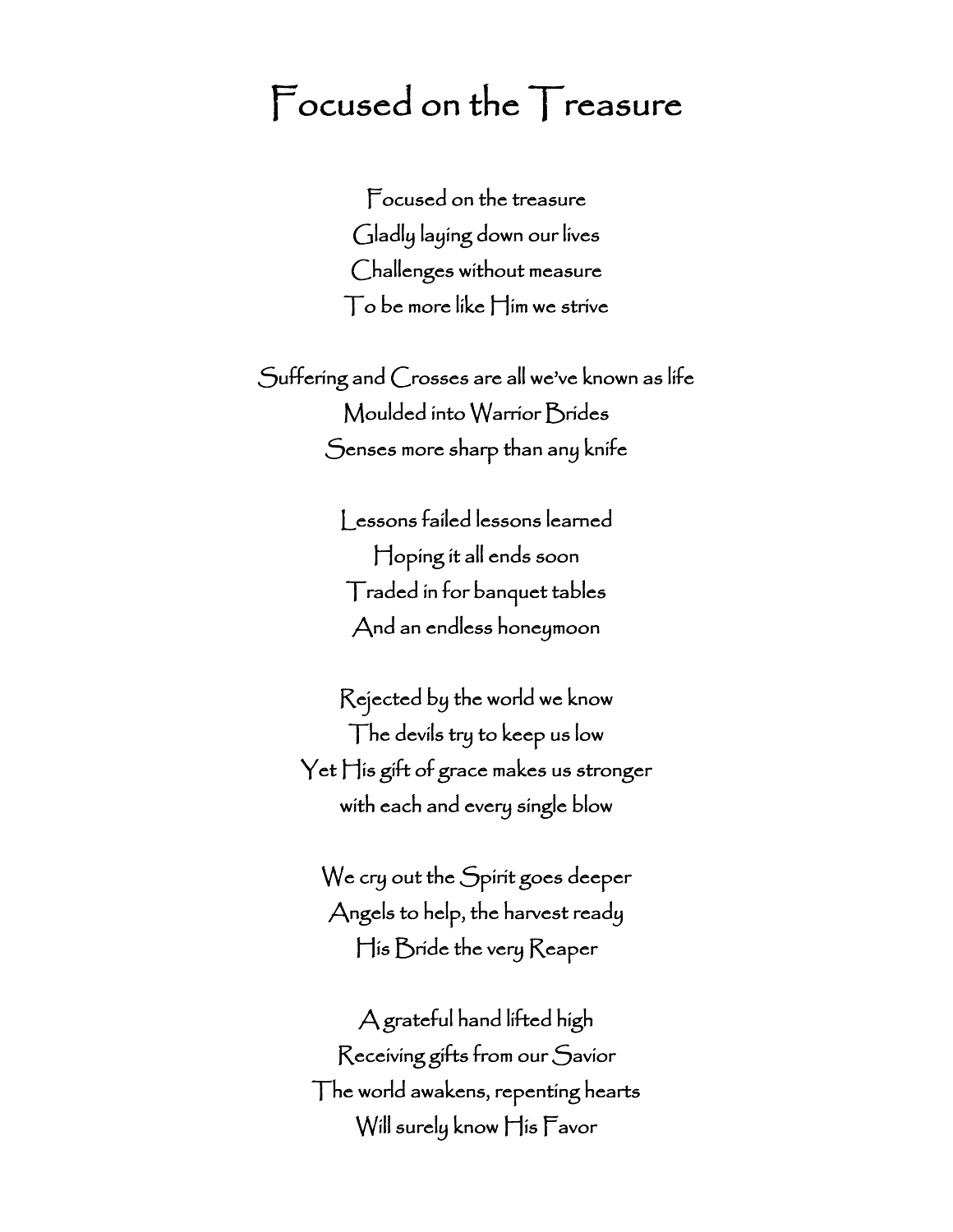# Focused on the Treasure

Focused on the treasure
Gladly laying down our lives
Challenges without measure
To be more like Him we strive

Suffering and Crosses are all we've known as life
Moulded into Warrior Brides
Senses more sharp than any knife

Lessons failed lessons learned
Hoping it all ends soon
Traded in for banquet tables
And an endless honeymoon

Rejected by the world we know
The devils try to keep us low
Yet His gift of grace makes us stronger
with each and every single blow

We cry out the Spirit goes deeper
Angels to help, the harvest ready
His Bride the very Reaper

A grateful hand lifted high
Receiving gifts from our Savior
The world awakens, repenting hearts
Will surely know His Favor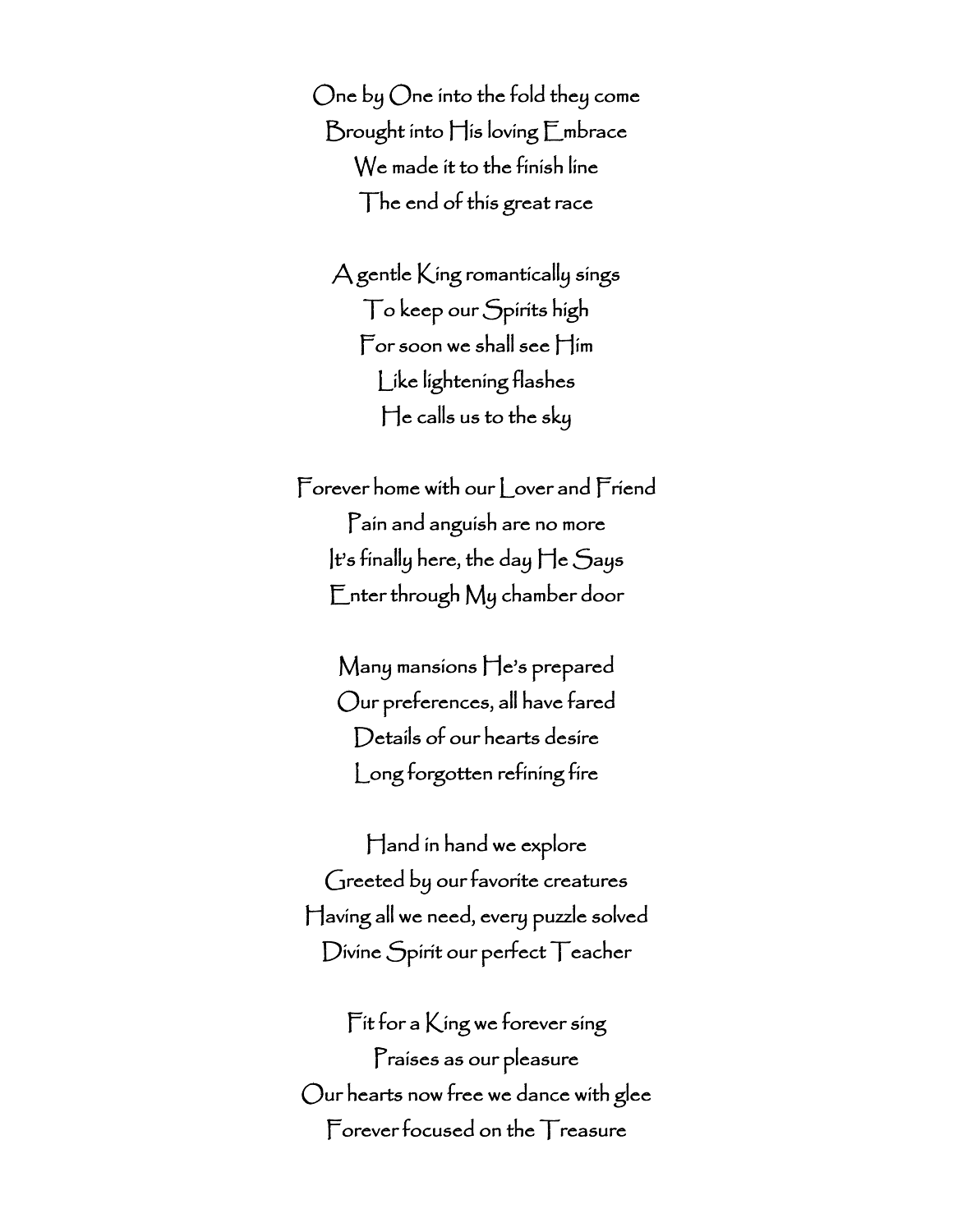One by One into the fold they come  
Brought into His loving Embrace  
We made it to the finish line  
The end of this great race

A gentle King romantically sings  
To keep our Spirits high  
For soon we shall see Him  
Like lightening flashes  
He calls us to the sky

Forever home with our Lover and Friend  
Pain and anguish are no more  
It's finally here, the day He Says  
Enter through My chamber door

Many mansions He's prepared  
Our preferences, all have fared  
Details of our hearts desire  
Long forgotten refining fire

Hand in hand we explore  
Greeted by our favorite creatures  
Having all we need, every puzzle solved  
Divine Spirit our perfect Teacher

Fit for a King we forever sing  
Praises as our pleasure  
Our hearts now free we dance with glee  
Forever focused on the Treasure